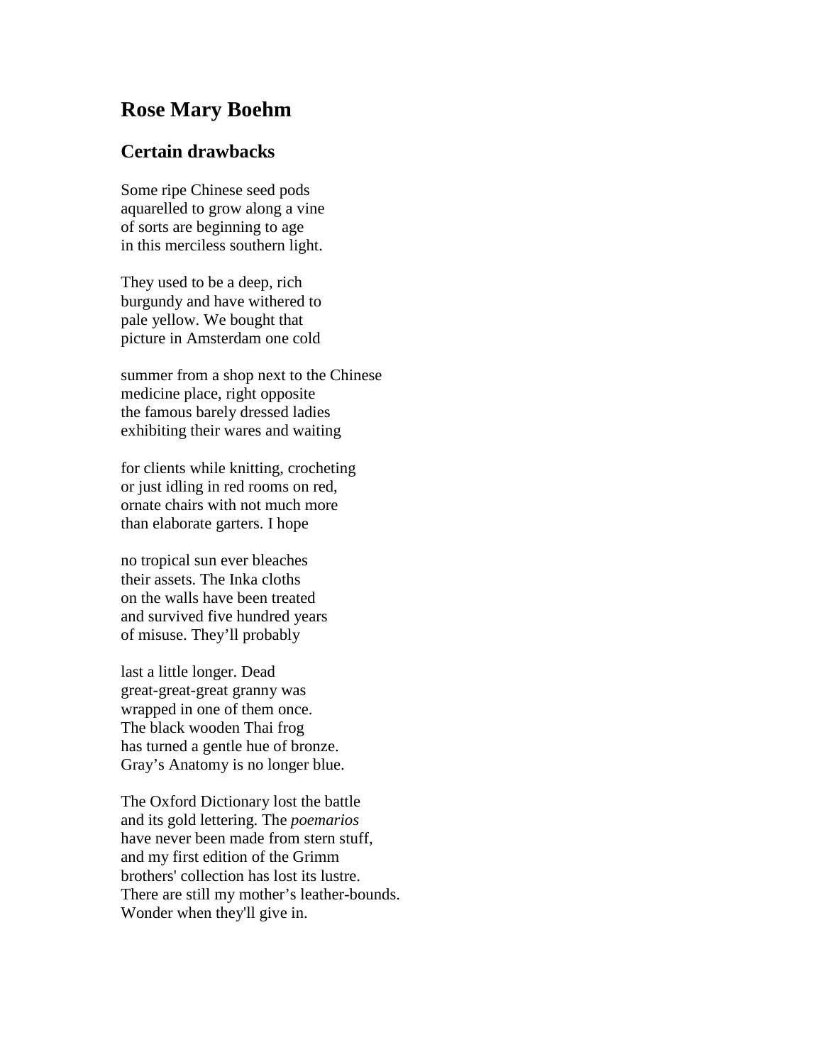## Rose Mary Boehm

### Certain drawbacks

Some ripe Chinese seed pods
aquarelled to grow along a vine
of sorts are beginning to age
in this merciless southern light.

They used to be a deep, rich
burgundy and have withered to
pale yellow. We bought that
picture in Amsterdam one cold

summer from a shop next to the Chinese
medicine place, right opposite
the famous barely dressed ladies
exhibiting their wares and waiting

for clients while knitting, crocheting
or just idling in red rooms on red,
ornate chairs with not much more
than elaborate garters. I hope

no tropical sun ever bleaches
their assets. The Inka cloths
on the walls have been treated
and survived five hundred years
of misuse. They'll probably

last a little longer. Dead
great-great-great granny was
wrapped in one of them once.
The black wooden Thai frog
has turned a gentle hue of bronze.
Gray's Anatomy is no longer blue.

The Oxford Dictionary lost the battle
and its gold lettering. The *poemarios*
have never been made from stern stuff,
and my first edition of the Grimm
brothers' collection has lost its lustre.
There are still my mother's leather-bounds.
Wonder when they'll give in.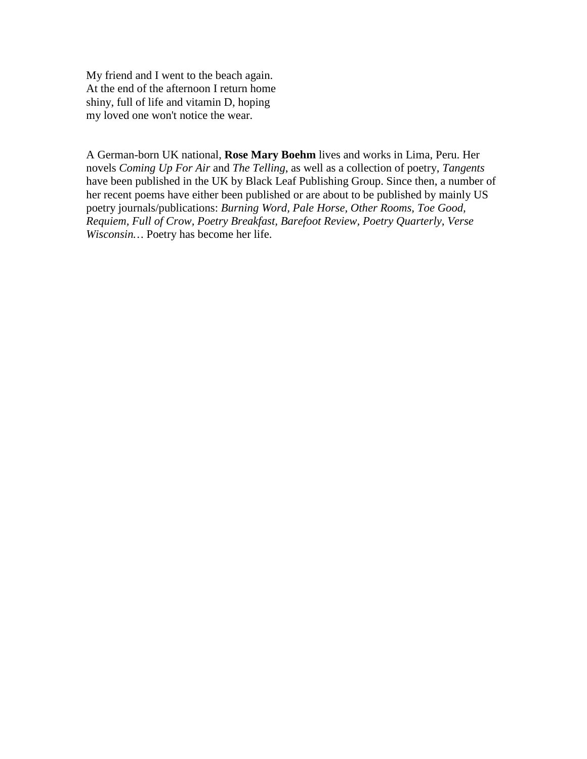My friend and I went to the beach again.  
At the end of the afternoon I return home  
shiny, full of life and vitamin D, hoping  
my loved one won't notice the wear.

A German-born UK national, **Rose Mary Boehm** lives and works in Lima, Peru. Her novels *Coming Up For Air* and *The Telling*, as well as a collection of poetry, *Tangents* have been published in the UK by Black Leaf Publishing Group. Since then, a number of her recent poems have either been published or are about to be published by mainly US poetry journals/publications: *Burning Word, Pale Horse, Other Rooms, Toe Good, Requiem, Full of Crow, Poetry Breakfast, Barefoot Review, Poetry Quarterly, Verse Wisconsin…* Poetry has become her life.